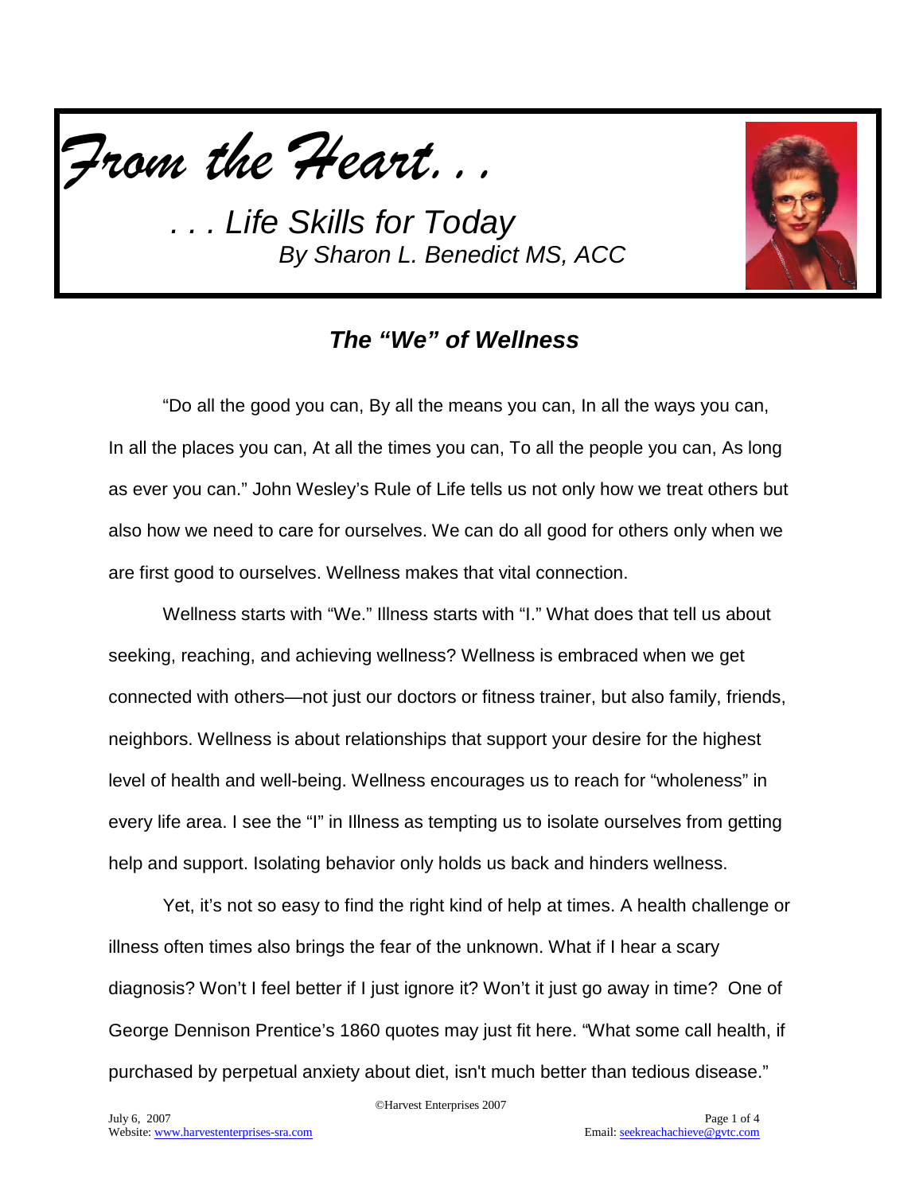# *From the Heart. . .*

*. . . Life Skills for Today*

*By Sharon L. Benedict MS, ACC*

## ***The "We" of Wellness***

"Do all the good you can, By all the means you can, In all the ways you can, In all the places you can, At all the times you can, To all the people you can, As long as ever you can." John Wesley's Rule of Life tells us not only how we treat others but also how we need to care for ourselves. We can do all good for others only when we are first good to ourselves. Wellness makes that vital connection.

Wellness starts with "We." Illness starts with "I." What does that tell us about seeking, reaching, and achieving wellness? Wellness is embraced when we get connected with others—not just our doctors or fitness trainer, but also family, friends, neighbors. Wellness is about relationships that support your desire for the highest level of health and well-being. Wellness encourages us to reach for "wholeness" in every life area. I see the "I" in Illness as tempting us to isolate ourselves from getting help and support. Isolating behavior only holds us back and hinders wellness.

Yet, it's not so easy to find the right kind of help at times. A health challenge or illness often times also brings the fear of the unknown. What if I hear a scary diagnosis? Won't I feel better if I just ignore it? Won't it just go away in time? One of George Dennison Prentice's 1860 quotes may just fit here. "What some call health, if purchased by perpetual anxiety about diet, isn't much better than tedious disease."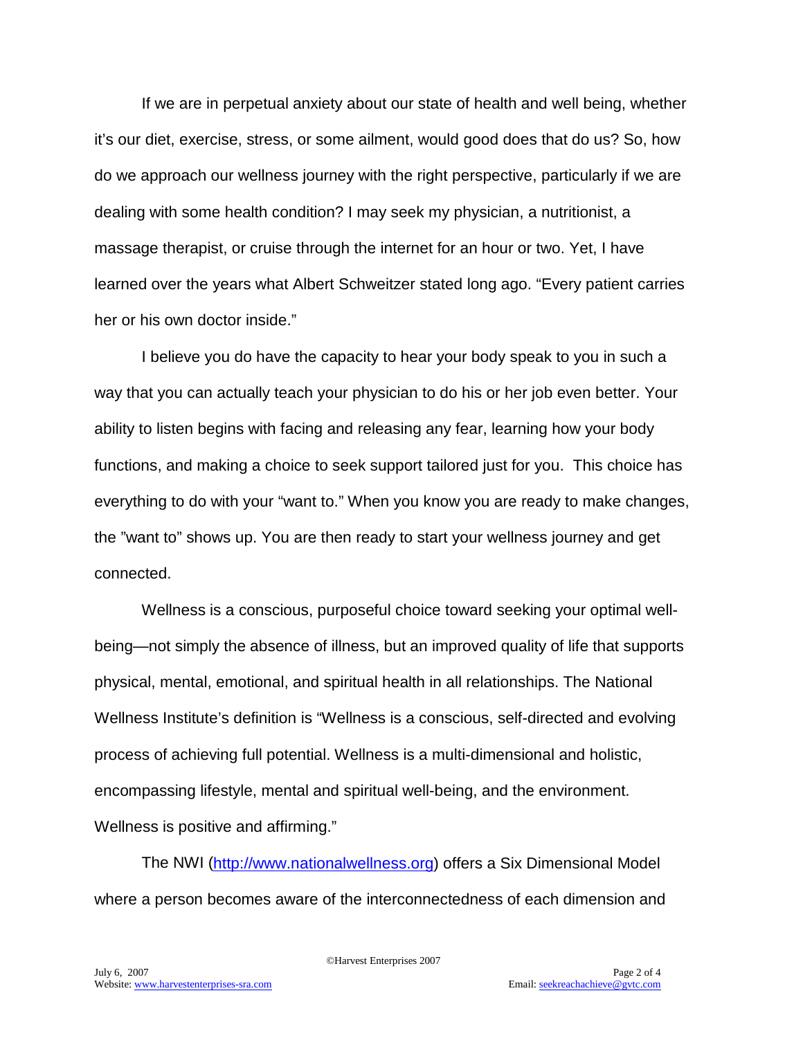If we are in perpetual anxiety about our state of health and well being, whether it's our diet, exercise, stress, or some ailment, would good does that do us? So, how do we approach our wellness journey with the right perspective, particularly if we are dealing with some health condition? I may seek my physician, a nutritionist, a massage therapist, or cruise through the internet for an hour or two. Yet, I have learned over the years what Albert Schweitzer stated long ago. "Every patient carries her or his own doctor inside."

I believe you do have the capacity to hear your body speak to you in such a way that you can actually teach your physician to do his or her job even better. Your ability to listen begins with facing and releasing any fear, learning how your body functions, and making a choice to seek support tailored just for you. This choice has everything to do with your "want to." When you know you are ready to make changes, the "want to" shows up. You are then ready to start your wellness journey and get connected.

Wellness is a conscious, purposeful choice toward seeking your optimal well-being—not simply the absence of illness, but an improved quality of life that supports physical, mental, emotional, and spiritual health in all relationships. The National Wellness Institute's definition is "Wellness is a conscious, self-directed and evolving process of achieving full potential. Wellness is a multi-dimensional and holistic, encompassing lifestyle, mental and spiritual well-being, and the environment. Wellness is positive and affirming."

The NWI (http://www.nationalwellness.org) offers a Six Dimensional Model where a person becomes aware of the interconnectedness of each dimension and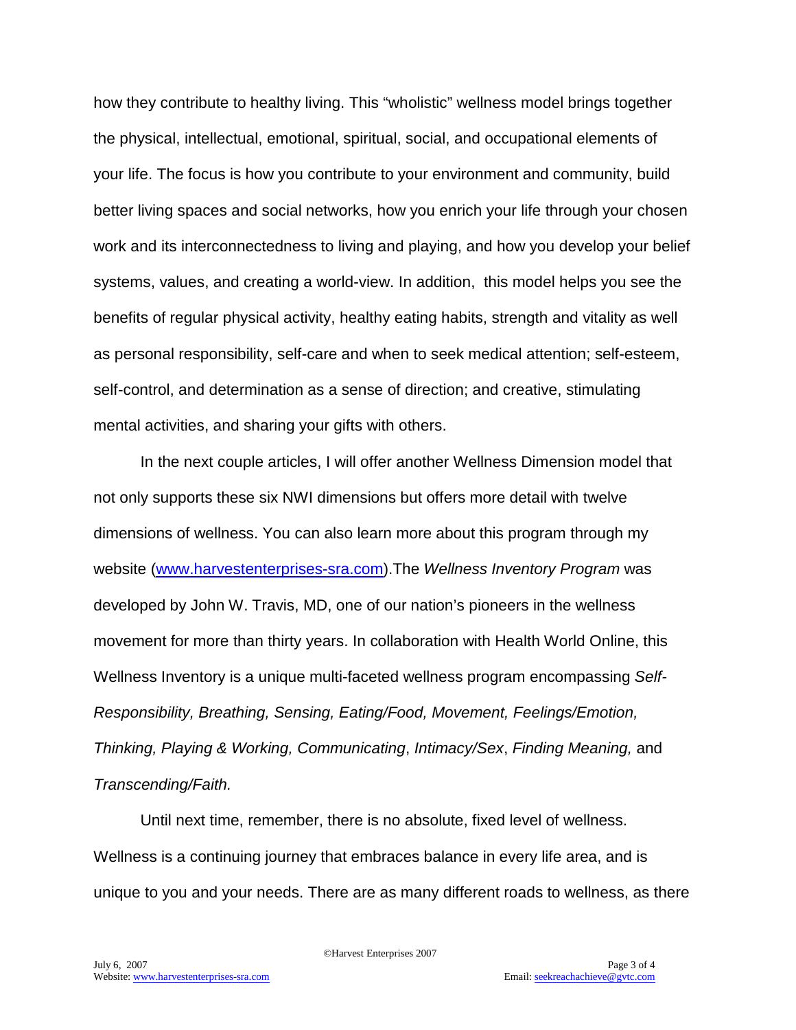how they contribute to healthy living. This "wholistic" wellness model brings together the physical, intellectual, emotional, spiritual, social, and occupational elements of your life. The focus is how you contribute to your environment and community, build better living spaces and social networks, how you enrich your life through your chosen work and its interconnectedness to living and playing, and how you develop your belief systems, values, and creating a world-view. In addition, this model helps you see the benefits of regular physical activity, healthy eating habits, strength and vitality as well as personal responsibility, self-care and when to seek medical attention; self-esteem, self-control, and determination as a sense of direction; and creative, stimulating mental activities, and sharing your gifts with others.

In the next couple articles, I will offer another Wellness Dimension model that not only supports these six NWI dimensions but offers more detail with twelve dimensions of wellness. You can also learn more about this program through my website (www.harvestenterprises-sra.com).The *Wellness Inventory Program* was developed by John W. Travis, MD, one of our nation's pioneers in the wellness movement for more than thirty years. In collaboration with Health World Online, this Wellness Inventory is a unique multi-faceted wellness program encompassing *Self-Responsibility, Breathing, Sensing, Eating/Food, Movement, Feelings/Emotion, Thinking, Playing & Working, Communicating*, *Intimacy/Sex*, *Finding Meaning,* and *Transcending/Faith.*

Until next time, remember, there is no absolute, fixed level of wellness. Wellness is a continuing journey that embraces balance in every life area, and is unique to you and your needs. There are as many different roads to wellness, as there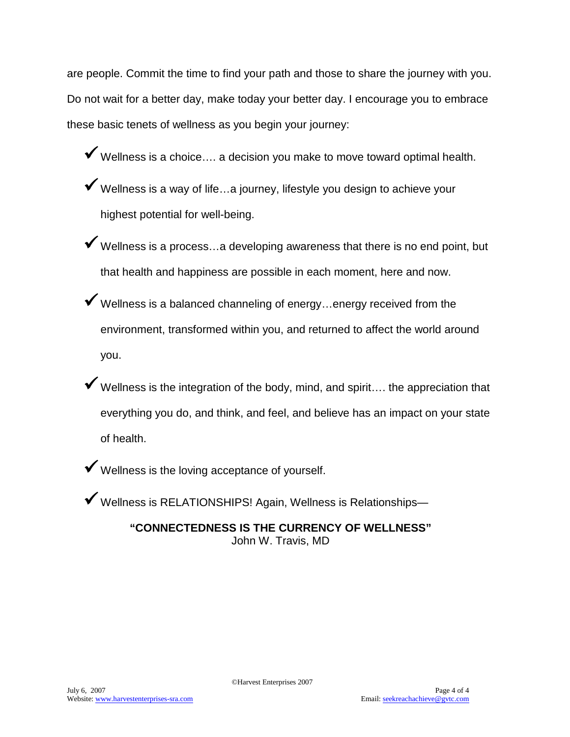are people. Commit the time to find your path and those to share the journey with you. Do not wait for a better day, make today your better day. I encourage you to embrace these basic tenets of wellness as you begin your journey:

- ✔ Wellness is a choice…. a decision you make to move toward optimal health.
- ✔ Wellness is a way of life…a journey, lifestyle you design to achieve your highest potential for well-being.
- ✔ Wellness is a process…a developing awareness that there is no end point, but that health and happiness are possible in each moment, here and now.
- ✔ Wellness is a balanced channeling of energy…energy received from the environment, transformed within you, and returned to affect the world around you.
- ✔ Wellness is the integration of the body, mind, and spirit…. the appreciation that everything you do, and think, and feel, and believe has an impact on your state of health.
- ✔ Wellness is the loving acceptance of yourself.
- ✔ Wellness is RELATIONSHIPS! Again, Wellness is Relationships—

**"CONNECTEDNESS IS THE CURRENCY OF WELLNESS"**
John W. Travis, MD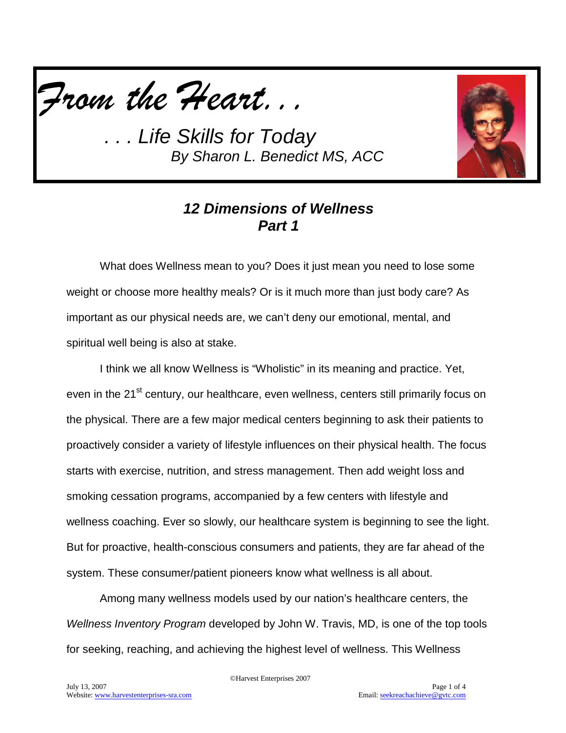*From the Heart. . .*

*. . . Life Skills for Today*
*By Sharon L. Benedict MS, ACC*

## *12 Dimensions of Wellness*
## *Part 1*

What does Wellness mean to you? Does it just mean you need to lose some weight or choose more healthy meals? Or is it much more than just body care? As important as our physical needs are, we can't deny our emotional, mental, and spiritual well being is also at stake.

I think we all know Wellness is "Wholistic" in its meaning and practice. Yet, even in the 21st century, our healthcare, even wellness, centers still primarily focus on the physical. There are a few major medical centers beginning to ask their patients to proactively consider a variety of lifestyle influences on their physical health. The focus starts with exercise, nutrition, and stress management. Then add weight loss and smoking cessation programs, accompanied by a few centers with lifestyle and wellness coaching. Ever so slowly, our healthcare system is beginning to see the light. But for proactive, health-conscious consumers and patients, they are far ahead of the system. These consumer/patient pioneers know what wellness is all about.

Among many wellness models used by our nation's healthcare centers, the *Wellness Inventory Program* developed by John W. Travis, MD, is one of the top tools for seeking, reaching, and achieving the highest level of wellness. This Wellness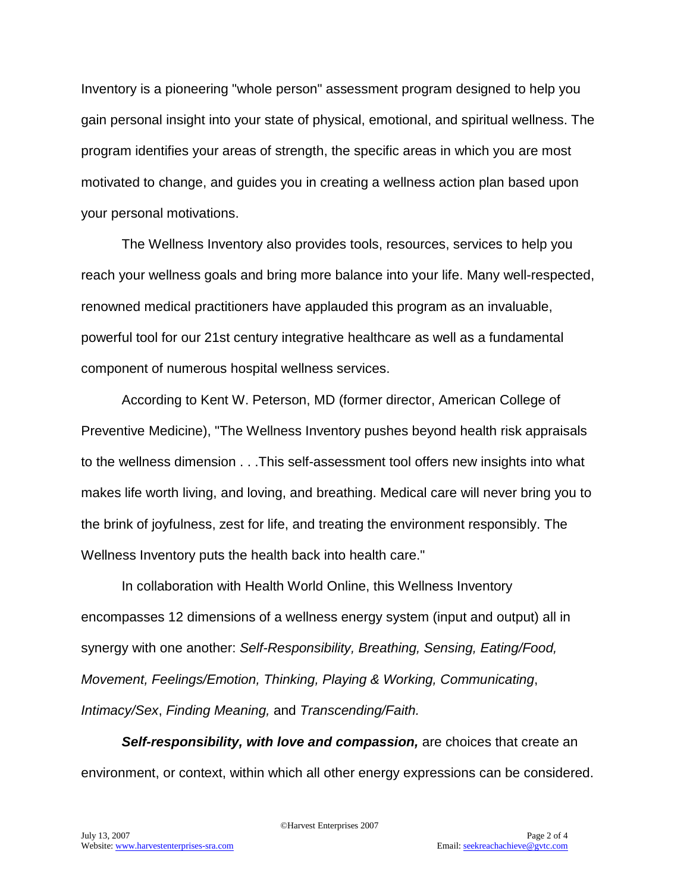Inventory is a pioneering "whole person" assessment program designed to help you gain personal insight into your state of physical, emotional, and spiritual wellness. The program identifies your areas of strength, the specific areas in which you are most motivated to change, and guides you in creating a wellness action plan based upon your personal motivations.

The Wellness Inventory also provides tools, resources, services to help you reach your wellness goals and bring more balance into your life. Many well-respected, renowned medical practitioners have applauded this program as an invaluable, powerful tool for our 21st century integrative healthcare as well as a fundamental component of numerous hospital wellness services.

According to Kent W. Peterson, MD (former director, American College of Preventive Medicine), "The Wellness Inventory pushes beyond health risk appraisals to the wellness dimension . . .This self-assessment tool offers new insights into what makes life worth living, and loving, and breathing. Medical care will never bring you to the brink of joyfulness, zest for life, and treating the environment responsibly. The Wellness Inventory puts the health back into health care."

In collaboration with Health World Online, this Wellness Inventory encompasses 12 dimensions of a wellness energy system (input and output) all in synergy with one another: *Self-Responsibility, Breathing, Sensing, Eating/Food, Movement, Feelings/Emotion, Thinking, Playing & Working, Communicating*, *Intimacy/Sex*, *Finding Meaning,* and *Transcending/Faith.*

***Self-responsibility, with love and compassion,*** are choices that create an environment, or context, within which all other energy expressions can be considered.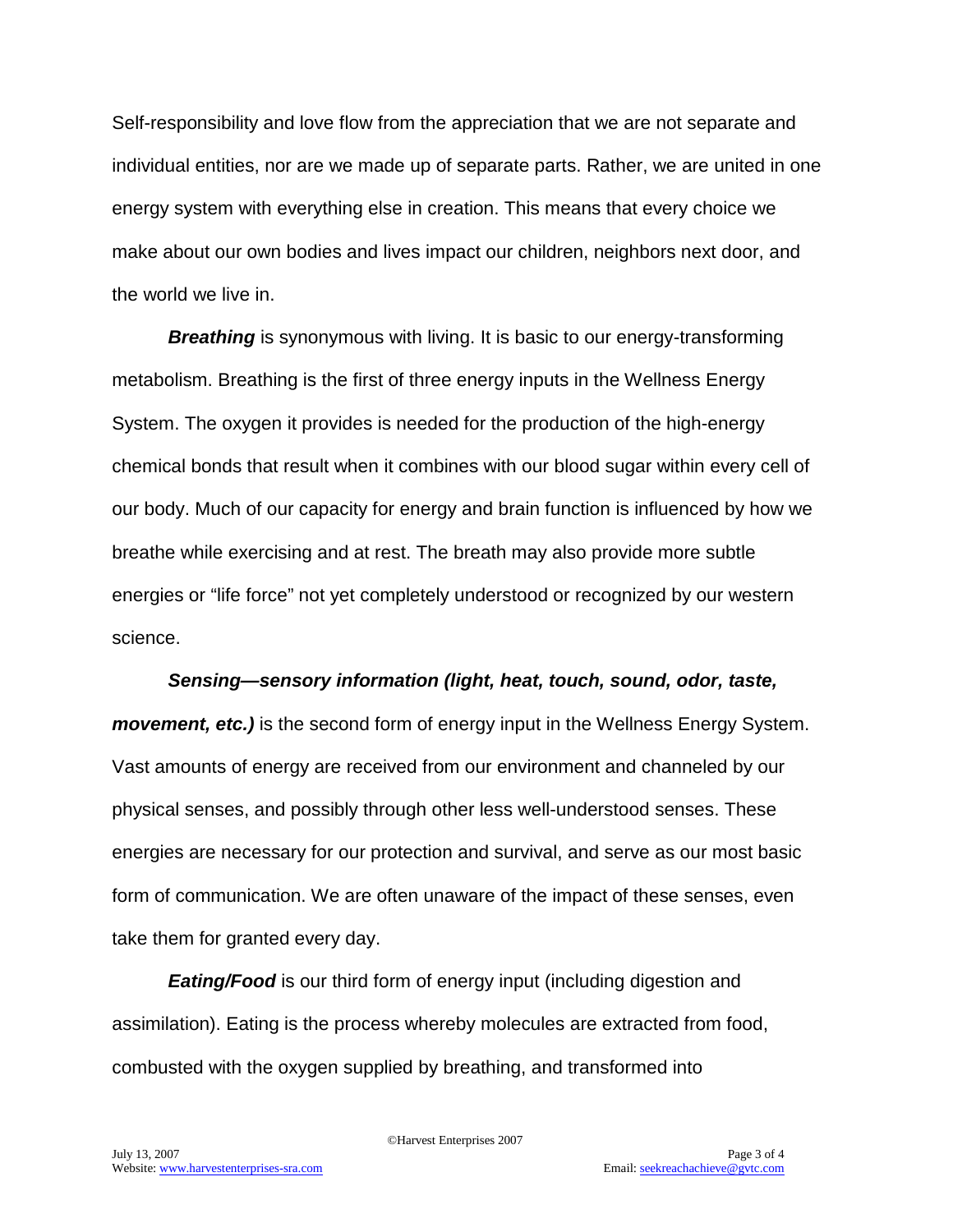Self-responsibility and love flow from the appreciation that we are not separate and individual entities, nor are we made up of separate parts. Rather, we are united in one energy system with everything else in creation. This means that every choice we make about our own bodies and lives impact our children, neighbors next door, and the world we live in.

***Breathing*** is synonymous with living. It is basic to our energy-transforming metabolism. Breathing is the first of three energy inputs in the Wellness Energy System. The oxygen it provides is needed for the production of the high-energy chemical bonds that result when it combines with our blood sugar within every cell of our body. Much of our capacity for energy and brain function is influenced by how we breathe while exercising and at rest. The breath may also provide more subtle energies or "life force" not yet completely understood or recognized by our western science.

***Sensing—sensory information (light, heat, touch, sound, odor, taste, movement, etc.)*** is the second form of energy input in the Wellness Energy System. Vast amounts of energy are received from our environment and channeled by our physical senses, and possibly through other less well-understood senses. These energies are necessary for our protection and survival, and serve as our most basic form of communication. We are often unaware of the impact of these senses, even take them for granted every day.

***Eating/Food*** is our third form of energy input (including digestion and assimilation). Eating is the process whereby molecules are extracted from food, combusted with the oxygen supplied by breathing, and transformed into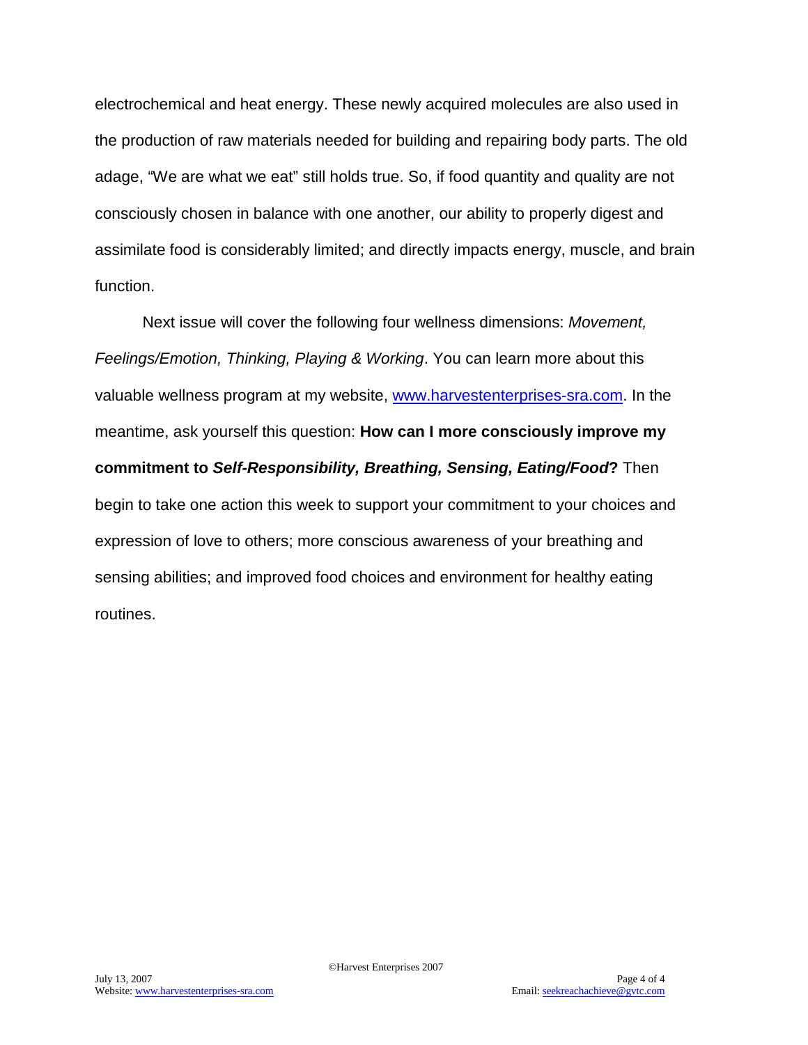electrochemical and heat energy. These newly acquired molecules are also used in the production of raw materials needed for building and repairing body parts. The old adage, "We are what we eat" still holds true. So, if food quantity and quality are not consciously chosen in balance with one another, our ability to properly digest and assimilate food is considerably limited; and directly impacts energy, muscle, and brain function.

Next issue will cover the following four wellness dimensions: *Movement, Feelings/Emotion, Thinking, Playing & Working*. You can learn more about this valuable wellness program at my website, www.harvestenterprises-sra.com. In the meantime, ask yourself this question: **How can I more consciously improve my commitment to *Self-Responsibility, Breathing, Sensing, Eating/Food*?** Then begin to take one action this week to support your commitment to your choices and expression of love to others; more conscious awareness of your breathing and sensing abilities; and improved food choices and environment for healthy eating routines.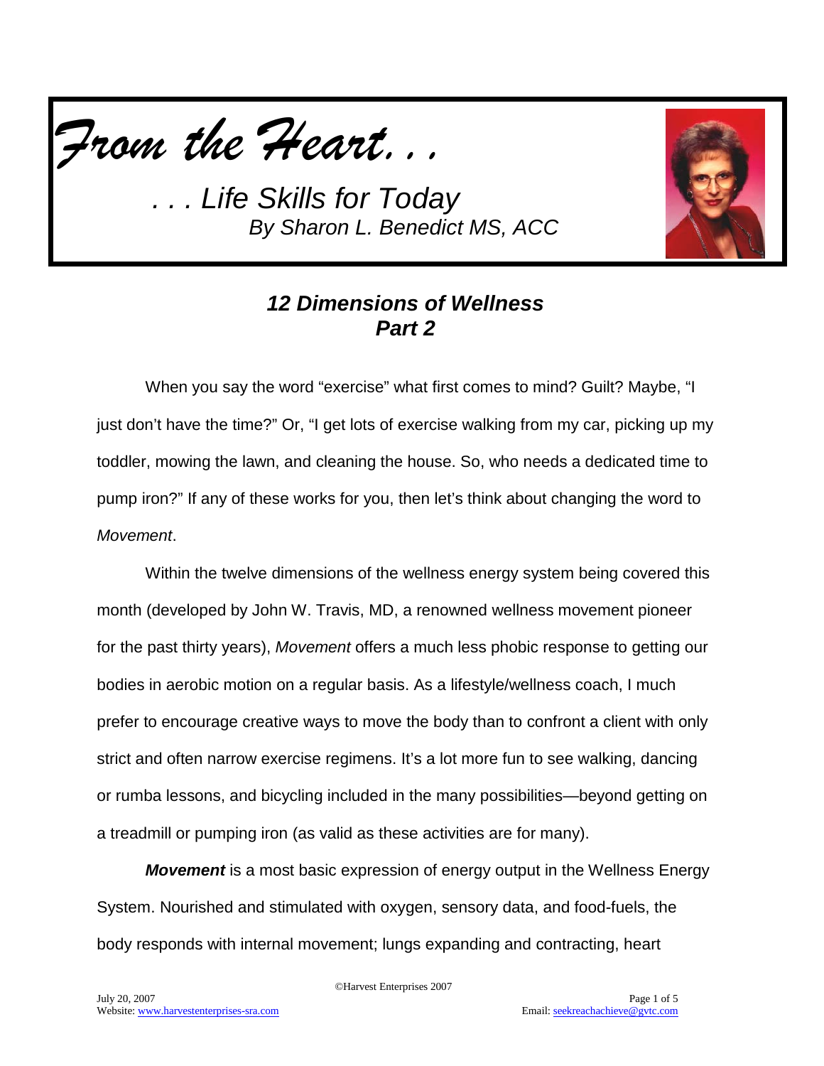*From the Heart. . .*

*. . . Life Skills for Today*
*By Sharon L. Benedict MS, ACC*

## *12 Dimensions of Wellness*
## *Part 2*

When you say the word "exercise" what first comes to mind? Guilt? Maybe, "I just don't have the time?" Or, "I get lots of exercise walking from my car, picking up my toddler, mowing the lawn, and cleaning the house. So, who needs a dedicated time to pump iron?" If any of these works for you, then let's think about changing the word to *Movement*.

Within the twelve dimensions of the wellness energy system being covered this month (developed by John W. Travis, MD, a renowned wellness movement pioneer for the past thirty years), *Movement* offers a much less phobic response to getting our bodies in aerobic motion on a regular basis. As a lifestyle/wellness coach, I much prefer to encourage creative ways to move the body than to confront a client with only strict and often narrow exercise regimens. It's a lot more fun to see walking, dancing or rumba lessons, and bicycling included in the many possibilities—beyond getting on a treadmill or pumping iron (as valid as these activities are for many).

***Movement*** is a most basic expression of energy output in the Wellness Energy System. Nourished and stimulated with oxygen, sensory data, and food-fuels, the body responds with internal movement; lungs expanding and contracting, heart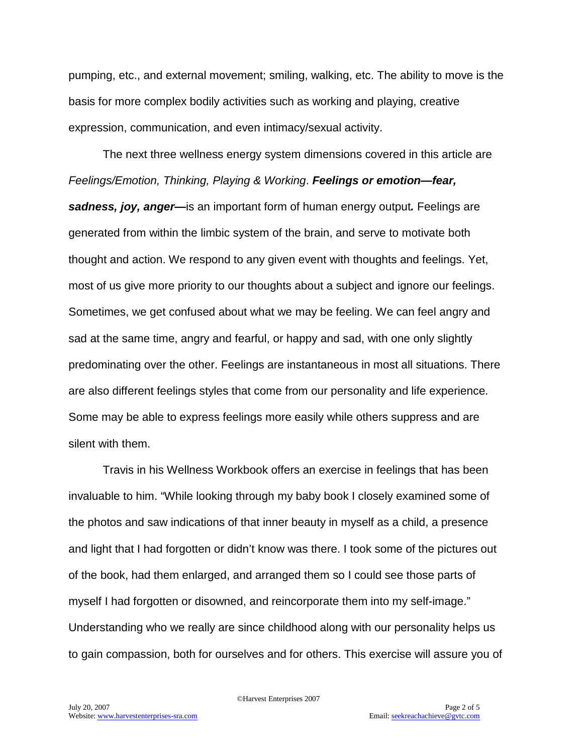pumping, etc., and external movement; smiling, walking, etc. The ability to move is the basis for more complex bodily activities such as working and playing, creative expression, communication, and even intimacy/sexual activity.

The next three wellness energy system dimensions covered in this article are *Feelings/Emotion, Thinking, Playing & Working*. ***Feelings or emotion—fear, sadness, joy, anger—***is an important form of human energy output***.*** Feelings are generated from within the limbic system of the brain, and serve to motivate both thought and action. We respond to any given event with thoughts and feelings. Yet, most of us give more priority to our thoughts about a subject and ignore our feelings. Sometimes, we get confused about what we may be feeling. We can feel angry and sad at the same time, angry and fearful, or happy and sad, with one only slightly predominating over the other. Feelings are instantaneous in most all situations. There are also different feelings styles that come from our personality and life experience. Some may be able to express feelings more easily while others suppress and are silent with them.

Travis in his Wellness Workbook offers an exercise in feelings that has been invaluable to him. "While looking through my baby book I closely examined some of the photos and saw indications of that inner beauty in myself as a child, a presence and light that I had forgotten or didn't know was there. I took some of the pictures out of the book, had them enlarged, and arranged them so I could see those parts of myself I had forgotten or disowned, and reincorporate them into my self-image." Understanding who we really are since childhood along with our personality helps us to gain compassion, both for ourselves and for others. This exercise will assure you of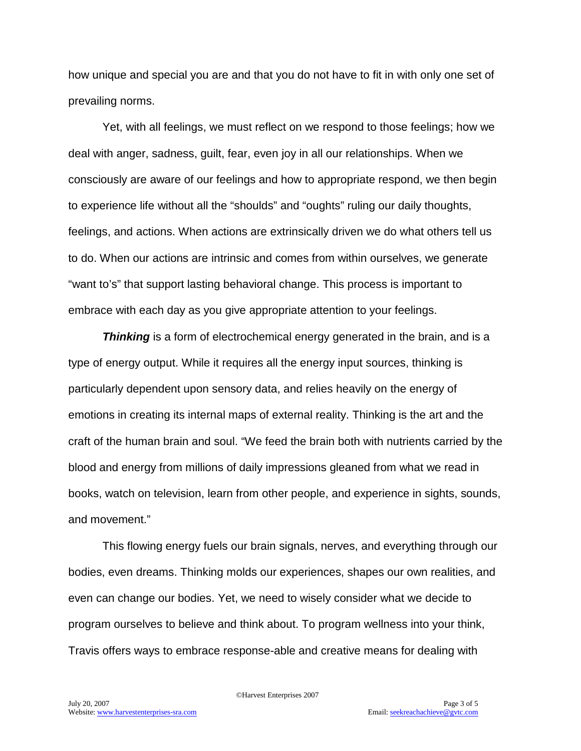how unique and special you are and that you do not have to fit in with only one set of prevailing norms.

Yet, with all feelings, we must reflect on we respond to those feelings; how we deal with anger, sadness, guilt, fear, even joy in all our relationships. When we consciously are aware of our feelings and how to appropriate respond, we then begin to experience life without all the "shoulds" and "oughts" ruling our daily thoughts, feelings, and actions. When actions are extrinsically driven we do what others tell us to do. When our actions are intrinsic and comes from within ourselves, we generate "want to's" that support lasting behavioral change. This process is important to embrace with each day as you give appropriate attention to your feelings.

***Thinking*** is a form of electrochemical energy generated in the brain, and is a type of energy output. While it requires all the energy input sources, thinking is particularly dependent upon sensory data, and relies heavily on the energy of emotions in creating its internal maps of external reality. Thinking is the art and the craft of the human brain and soul. "We feed the brain both with nutrients carried by the blood and energy from millions of daily impressions gleaned from what we read in books, watch on television, learn from other people, and experience in sights, sounds, and movement."

This flowing energy fuels our brain signals, nerves, and everything through our bodies, even dreams. Thinking molds our experiences, shapes our own realities, and even can change our bodies. Yet, we need to wisely consider what we decide to program ourselves to believe and think about. To program wellness into your think, Travis offers ways to embrace response-able and creative means for dealing with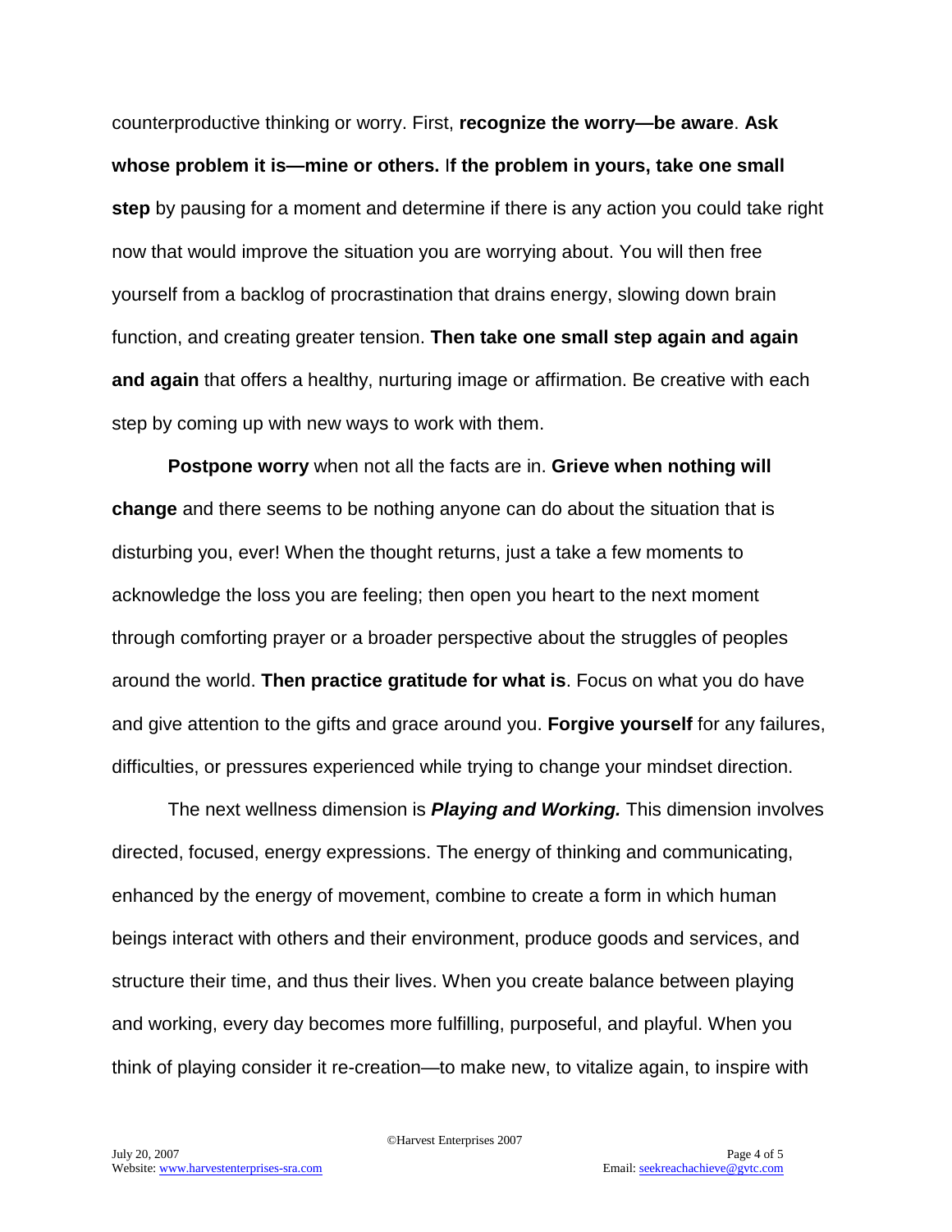counterproductive thinking or worry. First, **recognize the worry—be aware**. **Ask whose problem it is—mine or others.** I**f the problem in yours, take one small step** by pausing for a moment and determine if there is any action you could take right now that would improve the situation you are worrying about. You will then free yourself from a backlog of procrastination that drains energy, slowing down brain function, and creating greater tension. **Then take one small step again and again and again** that offers a healthy, nurturing image or affirmation. Be creative with each step by coming up with new ways to work with them.

**Postpone worry** when not all the facts are in. **Grieve when nothing will change** and there seems to be nothing anyone can do about the situation that is disturbing you, ever! When the thought returns, just a take a few moments to acknowledge the loss you are feeling; then open you heart to the next moment through comforting prayer or a broader perspective about the struggles of peoples around the world. **Then practice gratitude for what is**. Focus on what you do have and give attention to the gifts and grace around you. **Forgive yourself** for any failures, difficulties, or pressures experienced while trying to change your mindset direction.

The next wellness dimension is ***Playing and Working.*** This dimension involves directed, focused, energy expressions. The energy of thinking and communicating, enhanced by the energy of movement, combine to create a form in which human beings interact with others and their environment, produce goods and services, and structure their time, and thus their lives. When you create balance between playing and working, every day becomes more fulfilling, purposeful, and playful. When you think of playing consider it re-creation—to make new, to vitalize again, to inspire with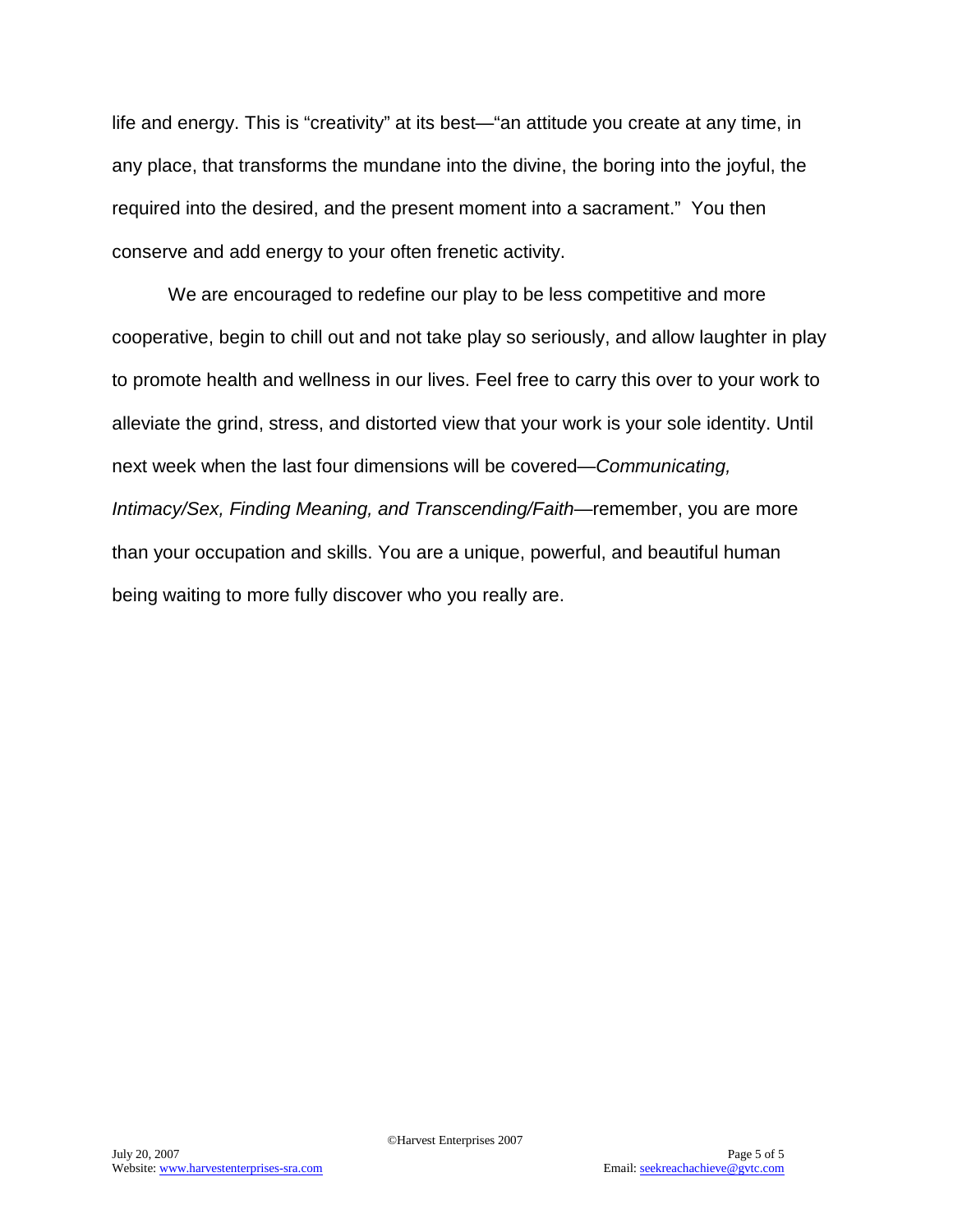life and energy. This is "creativity" at its best—"an attitude you create at any time, in any place, that transforms the mundane into the divine, the boring into the joyful, the required into the desired, and the present moment into a sacrament." You then conserve and add energy to your often frenetic activity.

We are encouraged to redefine our play to be less competitive and more cooperative, begin to chill out and not take play so seriously, and allow laughter in play to promote health and wellness in our lives. Feel free to carry this over to your work to alleviate the grind, stress, and distorted view that your work is your sole identity. Until next week when the last four dimensions will be covered—*Communicating, Intimacy/Sex, Finding Meaning, and Transcending/Faith*—remember, you are more than your occupation and skills. You are a unique, powerful, and beautiful human being waiting to more fully discover who you really are.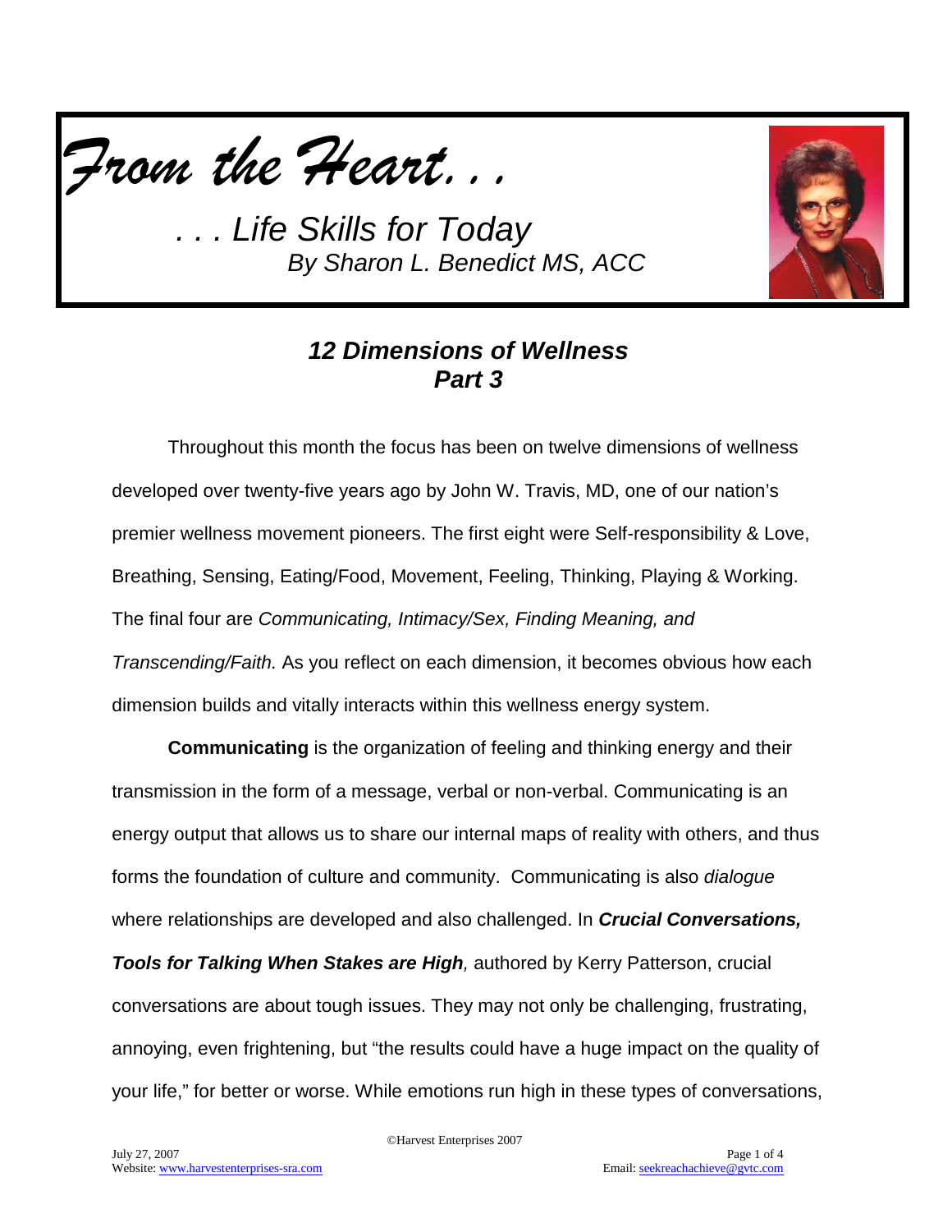*From the Heart. . .*

*. . . Life Skills for Today*
*By Sharon L. Benedict MS, ACC*

## *12 Dimensions of Wellness*
## *Part 3*

Throughout this month the focus has been on twelve dimensions of wellness developed over twenty-five years ago by John W. Travis, MD, one of our nation's premier wellness movement pioneers. The first eight were Self-responsibility & Love, Breathing, Sensing, Eating/Food, Movement, Feeling, Thinking, Playing & Working. The final four are *Communicating, Intimacy/Sex, Finding Meaning, and Transcending/Faith.* As you reflect on each dimension, it becomes obvious how each dimension builds and vitally interacts within this wellness energy system.

**Communicating** is the organization of feeling and thinking energy and their transmission in the form of a message, verbal or non-verbal. Communicating is an energy output that allows us to share our internal maps of reality with others, and thus forms the foundation of culture and community. Communicating is also *dialogue* where relationships are developed and also challenged. In ***Crucial Conversations, Tools for Talking When Stakes are High***, authored by Kerry Patterson, crucial conversations are about tough issues. They may not only be challenging, frustrating, annoying, even frightening, but "the results could have a huge impact on the quality of your life," for better or worse. While emotions run high in these types of conversations,

©Harvest Enterprises 2007

July 27, 2007
Website: www.harvestenterprises-sra.com
Email: seekreachachieve@gvtc.com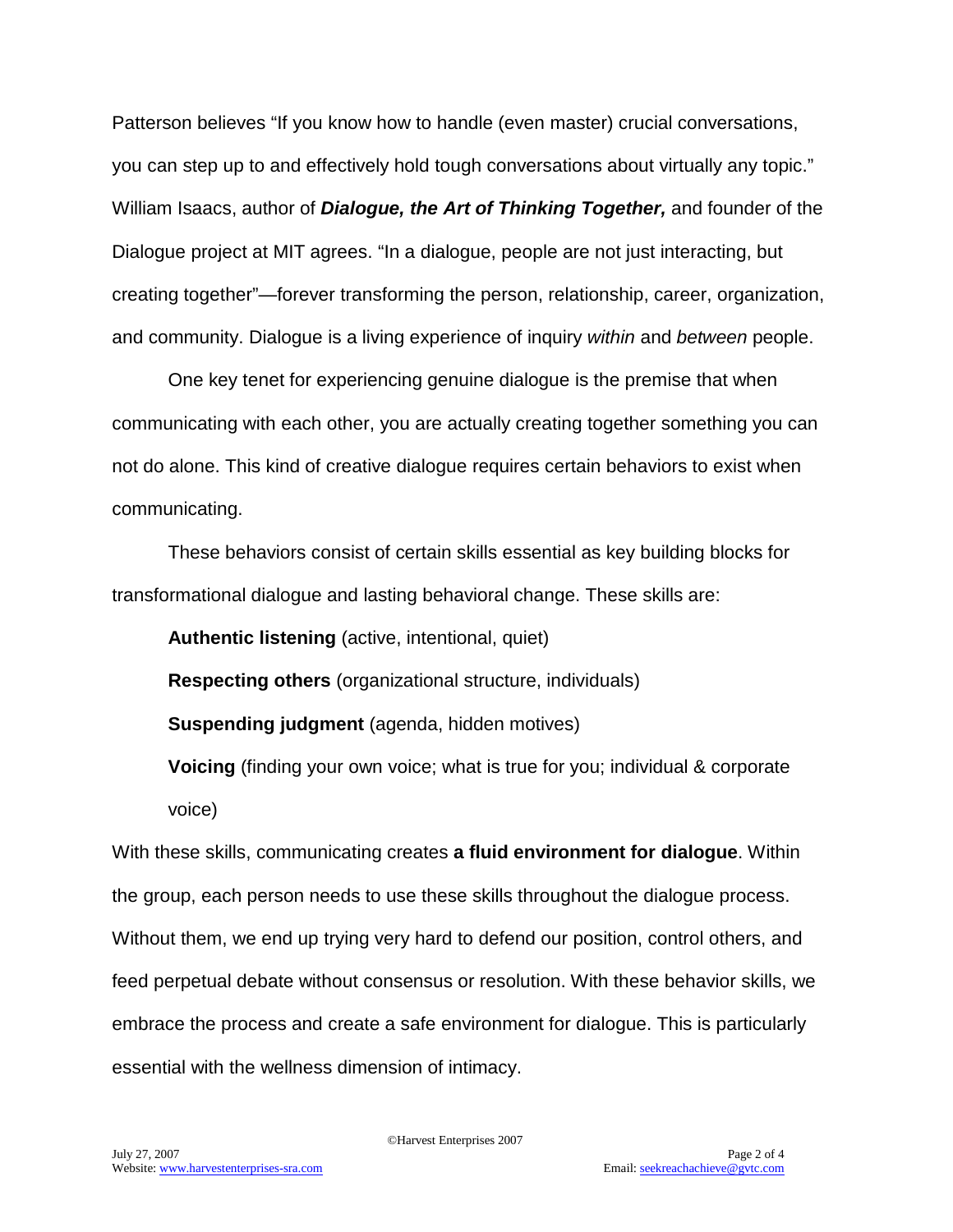Patterson believes "If you know how to handle (even master) crucial conversations, you can step up to and effectively hold tough conversations about virtually any topic." William Isaacs, author of ***Dialogue, the Art of Thinking Together,*** and founder of the Dialogue project at MIT agrees. "In a dialogue, people are not just interacting, but creating together"—forever transforming the person, relationship, career, organization, and community. Dialogue is a living experience of inquiry *within* and *between* people.

One key tenet for experiencing genuine dialogue is the premise that when communicating with each other, you are actually creating together something you can not do alone. This kind of creative dialogue requires certain behaviors to exist when communicating.

These behaviors consist of certain skills essential as key building blocks for transformational dialogue and lasting behavioral change. These skills are:

**Authentic listening** (active, intentional, quiet)

**Respecting others** (organizational structure, individuals)

**Suspending judgment** (agenda, hidden motives)

**Voicing** (finding your own voice; what is true for you; individual & corporate voice)

With these skills, communicating creates **a fluid environment for dialogue**. Within the group, each person needs to use these skills throughout the dialogue process. Without them, we end up trying very hard to defend our position, control others, and feed perpetual debate without consensus or resolution. With these behavior skills, we embrace the process and create a safe environment for dialogue. This is particularly essential with the wellness dimension of intimacy.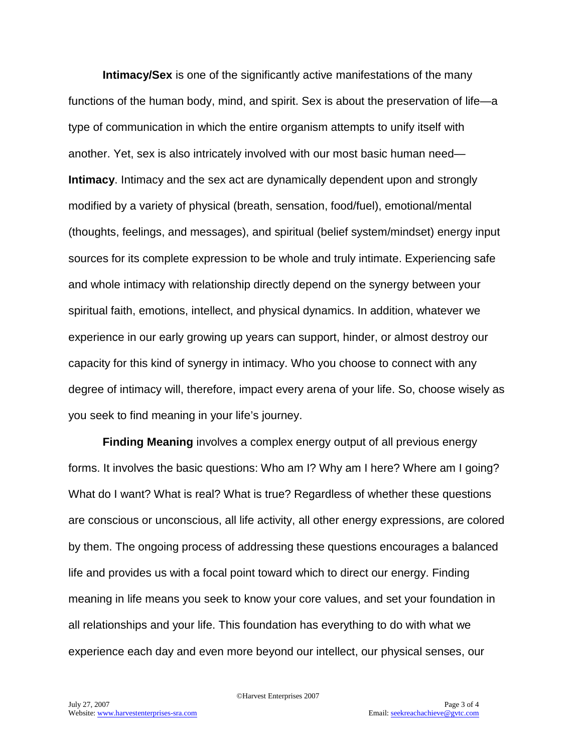**Intimacy/Sex** is one of the significantly active manifestations of the many functions of the human body, mind, and spirit. Sex is about the preservation of life—a type of communication in which the entire organism attempts to unify itself with another. Yet, sex is also intricately involved with our most basic human need—**Intimacy**. Intimacy and the sex act are dynamically dependent upon and strongly modified by a variety of physical (breath, sensation, food/fuel), emotional/mental (thoughts, feelings, and messages), and spiritual (belief system/mindset) energy input sources for its complete expression to be whole and truly intimate. Experiencing safe and whole intimacy with relationship directly depend on the synergy between your spiritual faith, emotions, intellect, and physical dynamics. In addition, whatever we experience in our early growing up years can support, hinder, or almost destroy our capacity for this kind of synergy in intimacy. Who you choose to connect with any degree of intimacy will, therefore, impact every arena of your life. So, choose wisely as you seek to find meaning in your life's journey.

**Finding Meaning** involves a complex energy output of all previous energy forms. It involves the basic questions: Who am I? Why am I here? Where am I going? What do I want? What is real? What is true? Regardless of whether these questions are conscious or unconscious, all life activity, all other energy expressions, are colored by them. The ongoing process of addressing these questions encourages a balanced life and provides us with a focal point toward which to direct our energy. Finding meaning in life means you seek to know your core values, and set your foundation in all relationships and your life. This foundation has everything to do with what we experience each day and even more beyond our intellect, our physical senses, our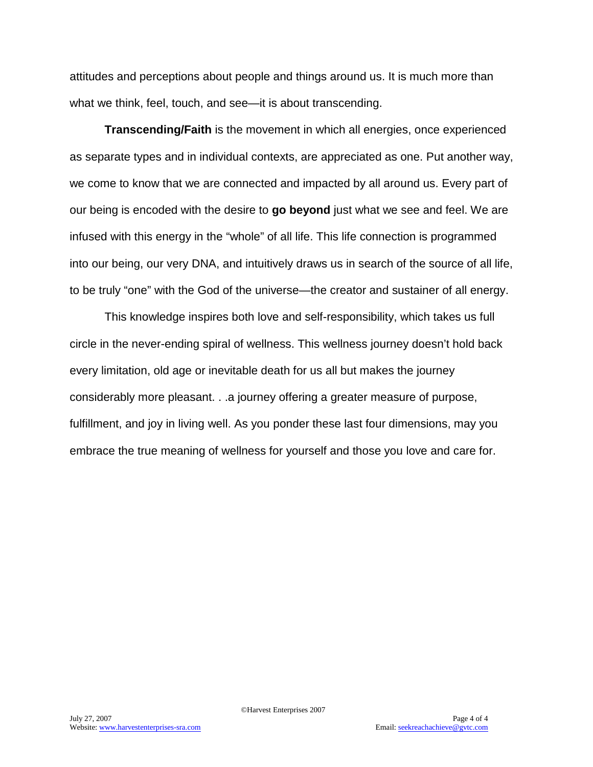attitudes and perceptions about people and things around us. It is much more than what we think, feel, touch, and see—it is about transcending.

**Transcending/Faith** is the movement in which all energies, once experienced as separate types and in individual contexts, are appreciated as one. Put another way, we come to know that we are connected and impacted by all around us. Every part of our being is encoded with the desire to **go beyond** just what we see and feel. We are infused with this energy in the "whole" of all life. This life connection is programmed into our being, our very DNA, and intuitively draws us in search of the source of all life, to be truly "one" with the God of the universe—the creator and sustainer of all energy.

This knowledge inspires both love and self-responsibility, which takes us full circle in the never-ending spiral of wellness. This wellness journey doesn't hold back every limitation, old age or inevitable death for us all but makes the journey considerably more pleasant. . .a journey offering a greater measure of purpose, fulfillment, and joy in living well. As you ponder these last four dimensions, may you embrace the true meaning of wellness for yourself and those you love and care for.